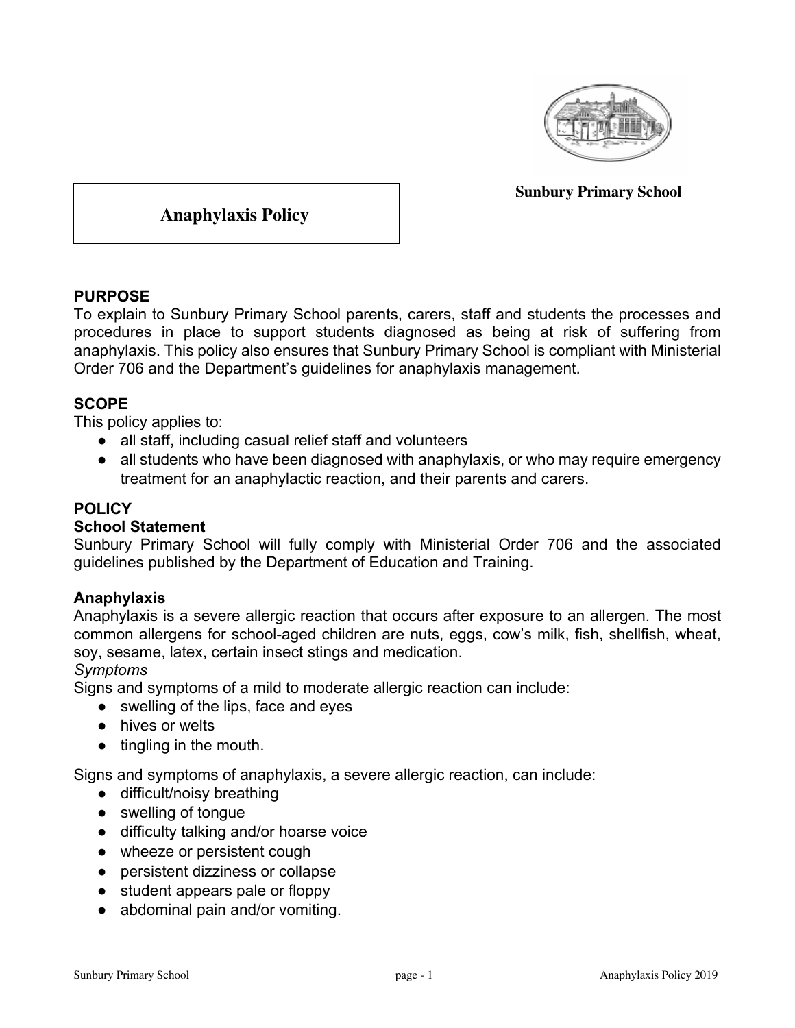Sunbury Primary School

# Anaphylaxis Policy

## PURPOSE

To explain to Sunbury Primary School parents, carers, staff and students the processes and procedures in place to support students diagnosed as being at risk of suffering from anaphylaxis. This policy also ensures that Sunbury Primary School is compliant with Ministerial Order 706 and the Department's guidelines for anaphylaxis management.

## SCOPE

This policy applies to:

- all staff, including casual relief staff and volunteers
- all students who have been diagnosed with anaphylaxis, or who may require emergency treatment for an anaphylactic reaction, and their parents and carers.

## POLICY

### School Statement

Sunbury Primary School will fully comply with Ministerial Order 706 and the associated guidelines published by the Department of Education and Training.

### Anaphylaxis

Anaphylaxis is a severe allergic reaction that occurs after exposure to an allergen. The most common allergens for school-aged children are nuts, eggs, cow's milk, fish, shellfish, wheat, soy, sesame, latex, certain insect stings and medication.

*Symptoms*

Signs and symptoms of a mild to moderate allergic reaction can include:

- swelling of the lips, face and eyes
- hives or welts
- tingling in the mouth.

Signs and symptoms of anaphylaxis, a severe allergic reaction, can include:

- difficult/noisy breathing
- swelling of tongue
- difficulty talking and/or hoarse voice
- wheeze or persistent cough
- persistent dizziness or collapse
- student appears pale or floppy
- abdominal pain and/or vomiting.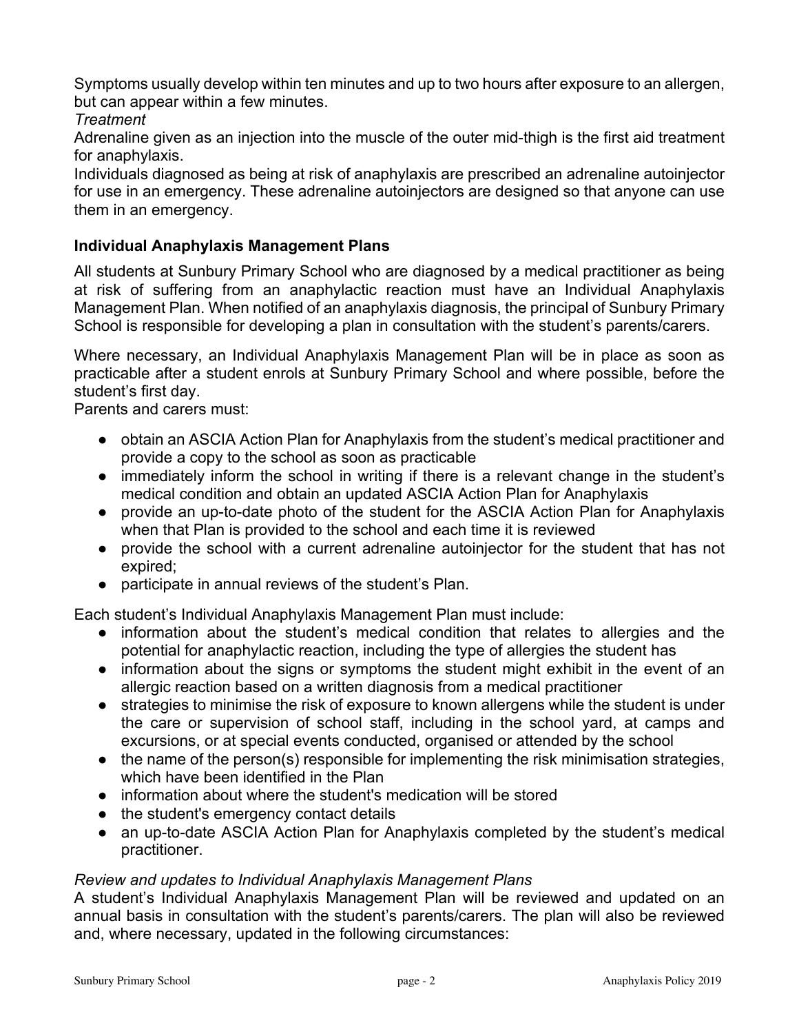Symptoms usually develop within ten minutes and up to two hours after exposure to an allergen, but can appear within a few minutes.

*Treatment*

Adrenaline given as an injection into the muscle of the outer mid-thigh is the first aid treatment for anaphylaxis.

Individuals diagnosed as being at risk of anaphylaxis are prescribed an adrenaline autoinjector for use in an emergency. These adrenaline autoinjectors are designed so that anyone can use them in an emergency.

### Individual Anaphylaxis Management Plans

All students at Sunbury Primary School who are diagnosed by a medical practitioner as being at risk of suffering from an anaphylactic reaction must have an Individual Anaphylaxis Management Plan. When notified of an anaphylaxis diagnosis, the principal of Sunbury Primary School is responsible for developing a plan in consultation with the student's parents/carers.

Where necessary, an Individual Anaphylaxis Management Plan will be in place as soon as practicable after a student enrols at Sunbury Primary School and where possible, before the student's first day.

Parents and carers must:

- obtain an ASCIA Action Plan for Anaphylaxis from the student's medical practitioner and provide a copy to the school as soon as practicable
- immediately inform the school in writing if there is a relevant change in the student's medical condition and obtain an updated ASCIA Action Plan for Anaphylaxis
- provide an up-to-date photo of the student for the ASCIA Action Plan for Anaphylaxis when that Plan is provided to the school and each time it is reviewed
- provide the school with a current adrenaline autoinjector for the student that has not expired;
- participate in annual reviews of the student's Plan.

Each student's Individual Anaphylaxis Management Plan must include:

- information about the student's medical condition that relates to allergies and the potential for anaphylactic reaction, including the type of allergies the student has
- information about the signs or symptoms the student might exhibit in the event of an allergic reaction based on a written diagnosis from a medical practitioner
- strategies to minimise the risk of exposure to known allergens while the student is under the care or supervision of school staff, including in the school yard, at camps and excursions, or at special events conducted, organised or attended by the school
- the name of the person(s) responsible for implementing the risk minimisation strategies, which have been identified in the Plan
- information about where the student's medication will be stored
- the student's emergency contact details
- an up-to-date ASCIA Action Plan for Anaphylaxis completed by the student's medical practitioner.

*Review and updates to Individual Anaphylaxis Management Plans*

A student's Individual Anaphylaxis Management Plan will be reviewed and updated on an annual basis in consultation with the student's parents/carers. The plan will also be reviewed and, where necessary, updated in the following circumstances: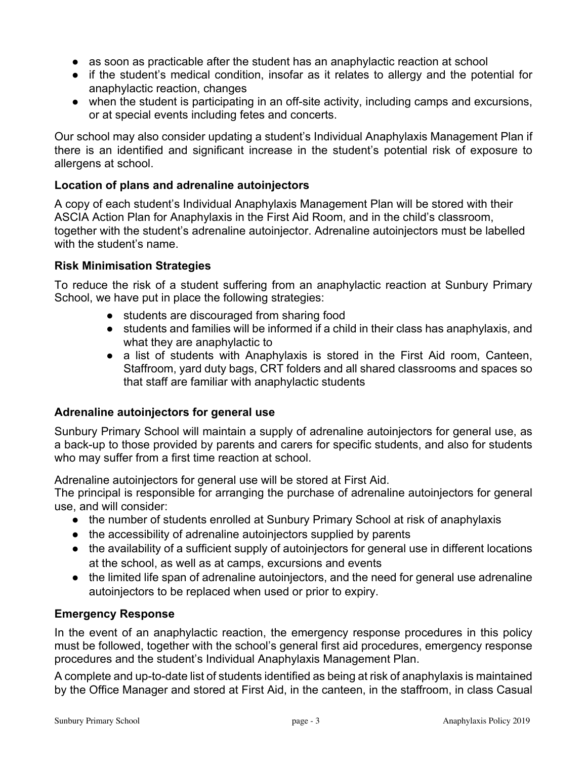- as soon as practicable after the student has an anaphylactic reaction at school
- if the student's medical condition, insofar as it relates to allergy and the potential for anaphylactic reaction, changes
- when the student is participating in an off-site activity, including camps and excursions, or at special events including fetes and concerts.

Our school may also consider updating a student's Individual Anaphylaxis Management Plan if there is an identified and significant increase in the student's potential risk of exposure to allergens at school.

### Location of plans and adrenaline autoinjectors

A copy of each student's Individual Anaphylaxis Management Plan will be stored with their ASCIA Action Plan for Anaphylaxis in the First Aid Room, and in the child's classroom, together with the student's adrenaline autoinjector. Adrenaline autoinjectors must be labelled with the student's name.

### Risk Minimisation Strategies

To reduce the risk of a student suffering from an anaphylactic reaction at Sunbury Primary School, we have put in place the following strategies:

- students are discouraged from sharing food
- students and families will be informed if a child in their class has anaphylaxis, and what they are anaphylactic to
- a list of students with Anaphylaxis is stored in the First Aid room, Canteen, Staffroom, yard duty bags, CRT folders and all shared classrooms and spaces so that staff are familiar with anaphylactic students

### Adrenaline autoinjectors for general use

Sunbury Primary School will maintain a supply of adrenaline autoinjectors for general use, as a back-up to those provided by parents and carers for specific students, and also for students who may suffer from a first time reaction at school.

Adrenaline autoinjectors for general use will be stored at First Aid.
The principal is responsible for arranging the purchase of adrenaline autoinjectors for general use, and will consider:

- the number of students enrolled at Sunbury Primary School at risk of anaphylaxis
- the accessibility of adrenaline autoinjectors supplied by parents
- the availability of a sufficient supply of autoinjectors for general use in different locations at the school, as well as at camps, excursions and events
- the limited life span of adrenaline autoinjectors, and the need for general use adrenaline autoinjectors to be replaced when used or prior to expiry.

### Emergency Response

In the event of an anaphylactic reaction, the emergency response procedures in this policy must be followed, together with the school's general first aid procedures, emergency response procedures and the student's Individual Anaphylaxis Management Plan.

A complete and up-to-date list of students identified as being at risk of anaphylaxis is maintained by the Office Manager and stored at First Aid, in the canteen, in the staffroom, in class Casual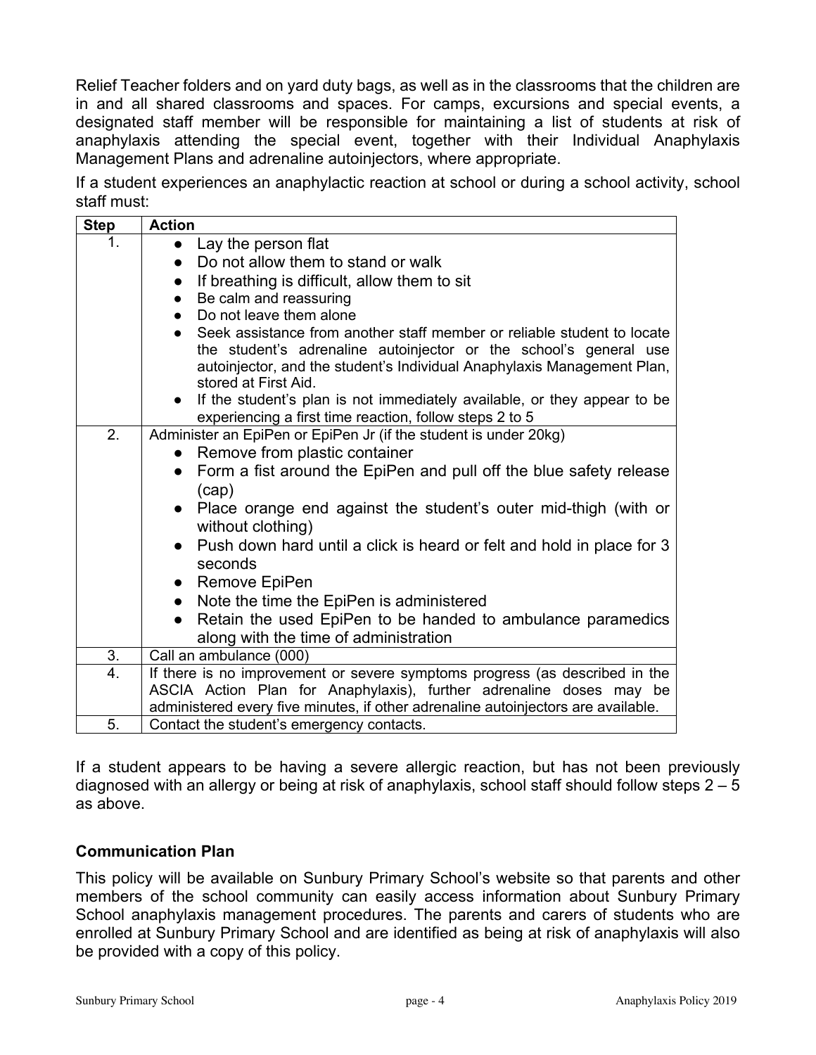Relief Teacher folders and on yard duty bags, as well as in the classrooms that the children are in and all shared classrooms and spaces. For camps, excursions and special events, a designated staff member will be responsible for maintaining a list of students at risk of anaphylaxis attending the special event, together with their Individual Anaphylaxis Management Plans and adrenaline autoinjectors, where appropriate.

If a student experiences an anaphylactic reaction at school or during a school activity, school staff must:

| Step | Action |
|---|---|
| 1. | • Lay the person flat<br>• Do not allow them to stand or walk<br>• If breathing is difficult, allow them to sit<br>• Be calm and reassuring<br>• Do not leave them alone<br>• Seek assistance from another staff member or reliable student to locate the student's adrenaline autoinjector or the school's general use autoinjector, and the student's Individual Anaphylaxis Management Plan, stored at First Aid.<br>• If the student's plan is not immediately available, or they appear to be experiencing a first time reaction, follow steps 2 to 5 |
| 2. | Administer an EpiPen or EpiPen Jr (if the student is under 20kg)<br>• Remove from plastic container<br>• Form a fist around the EpiPen and pull off the blue safety release (cap)<br>• Place orange end against the student's outer mid-thigh (with or without clothing)<br>• Push down hard until a click is heard or felt and hold in place for 3 seconds<br>• Remove EpiPen<br>• Note the time the EpiPen is administered<br>• Retain the used EpiPen to be handed to ambulance paramedics along with the time of administration |
| 3. | Call an ambulance (000) |
| 4. | If there is no improvement or severe symptoms progress (as described in the ASCIA Action Plan for Anaphylaxis), further adrenaline doses may be administered every five minutes, if other adrenaline autoinjectors are available. |
| 5. | Contact the student's emergency contacts. |

If a student appears to be having a severe allergic reaction, but has not been previously diagnosed with an allergy or being at risk of anaphylaxis, school staff should follow steps 2 – 5 as above.

### Communication Plan

This policy will be available on Sunbury Primary School's website so that parents and other members of the school community can easily access information about Sunbury Primary School anaphylaxis management procedures. The parents and carers of students who are enrolled at Sunbury Primary School and are identified as being at risk of anaphylaxis will also be provided with a copy of this policy.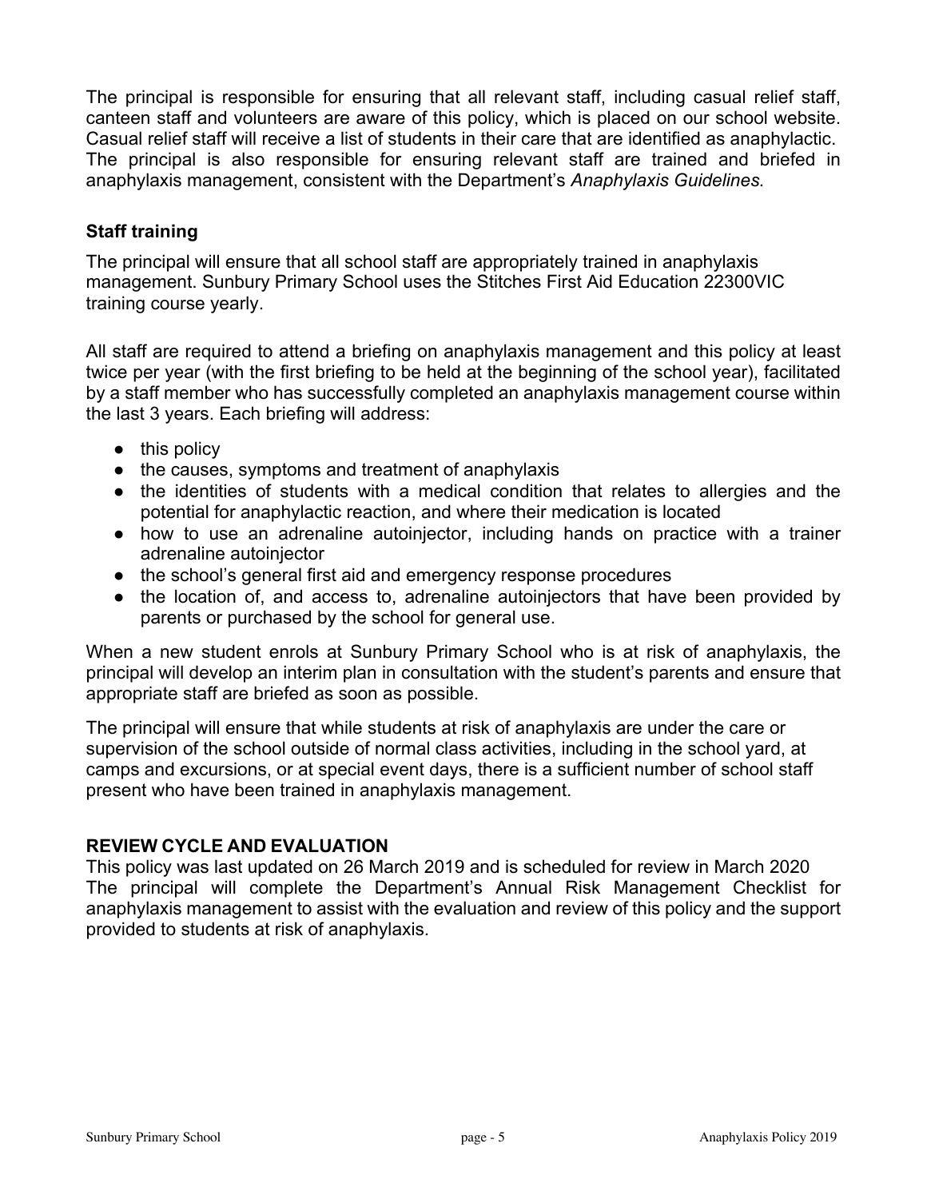The principal is responsible for ensuring that all relevant staff, including casual relief staff, canteen staff and volunteers are aware of this policy, which is placed on our school website. Casual relief staff will receive a list of students in their care that are identified as anaphylactic. The principal is also responsible for ensuring relevant staff are trained and briefed in anaphylaxis management, consistent with the Department's *Anaphylaxis Guidelines.*

### Staff training

The principal will ensure that all school staff are appropriately trained in anaphylaxis management. Sunbury Primary School uses the Stitches First Aid Education 22300VIC training course yearly.

All staff are required to attend a briefing on anaphylaxis management and this policy at least twice per year (with the first briefing to be held at the beginning of the school year), facilitated by a staff member who has successfully completed an anaphylaxis management course within the last 3 years. Each briefing will address:

- this policy
- the causes, symptoms and treatment of anaphylaxis
- the identities of students with a medical condition that relates to allergies and the potential for anaphylactic reaction, and where their medication is located
- how to use an adrenaline autoinjector, including hands on practice with a trainer adrenaline autoinjector
- the school's general first aid and emergency response procedures
- the location of, and access to, adrenaline autoinjectors that have been provided by parents or purchased by the school for general use.

When a new student enrols at Sunbury Primary School who is at risk of anaphylaxis, the principal will develop an interim plan in consultation with the student's parents and ensure that appropriate staff are briefed as soon as possible.

The principal will ensure that while students at risk of anaphylaxis are under the care or supervision of the school outside of normal class activities, including in the school yard, at camps and excursions, or at special event days, there is a sufficient number of school staff present who have been trained in anaphylaxis management.

## REVIEW CYCLE AND EVALUATION

This policy was last updated on 26 March 2019 and is scheduled for review in March 2020
The principal will complete the Department's Annual Risk Management Checklist for anaphylaxis management to assist with the evaluation and review of this policy and the support provided to students at risk of anaphylaxis.